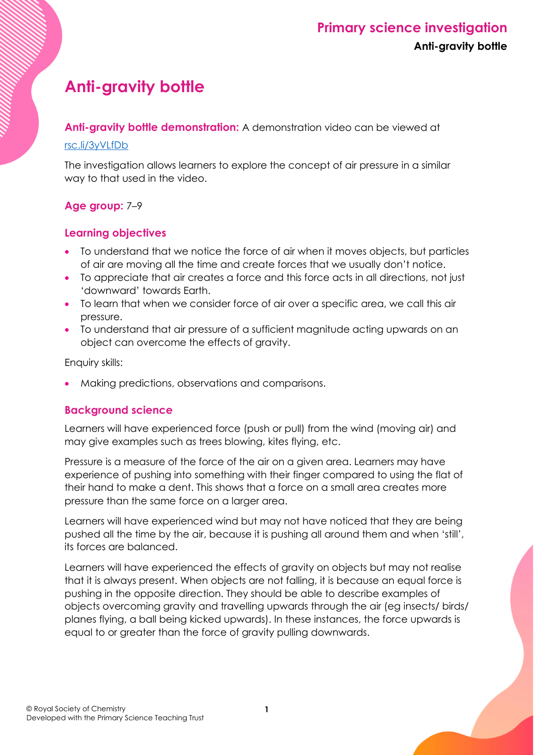# Anti-gravity bottle

**Anti-gravity bottle demonstration:** A demonstration video can be viewed at [rsc.li/3yVLfDb](https://rsc.li/3yVLfDb)

The investigation allows learners to explore the concept of air pressure in a similar way to that used in the video.

**Age group:** 7–9

## Learning objectives

- To understand that we notice the force of air when it moves objects, but particles of air are moving all the time and create forces that we usually don't notice.
- To appreciate that air creates a force and this force acts in all directions, not just 'downward' towards Earth.
- To learn that when we consider force of air over a specific area, we call this air pressure.
- To understand that air pressure of a sufficient magnitude acting upwards on an object can overcome the effects of gravity.

Enquiry skills:

- Making predictions, observations and comparisons.

## Background science

Learners will have experienced force (push or pull) from the wind (moving air) and may give examples such as trees blowing, kites flying, etc.

Pressure is a measure of the force of the air on a given area. Learners may have experience of pushing into something with their finger compared to using the flat of their hand to make a dent. This shows that a force on a small area creates more pressure than the same force on a larger area.

Learners will have experienced wind but may not have noticed that they are being pushed all the time by the air, because it is pushing all around them and when 'still', its forces are balanced.

Learners will have experienced the effects of gravity on objects but may not realise that it is always present. When objects are not falling, it is because an equal force is pushing in the opposite direction. They should be able to describe examples of objects overcoming gravity and travelling upwards through the air (eg insects/ birds/ planes flying, a ball being kicked upwards). In these instances, the force upwards is equal to or greater than the force of gravity pulling downwards.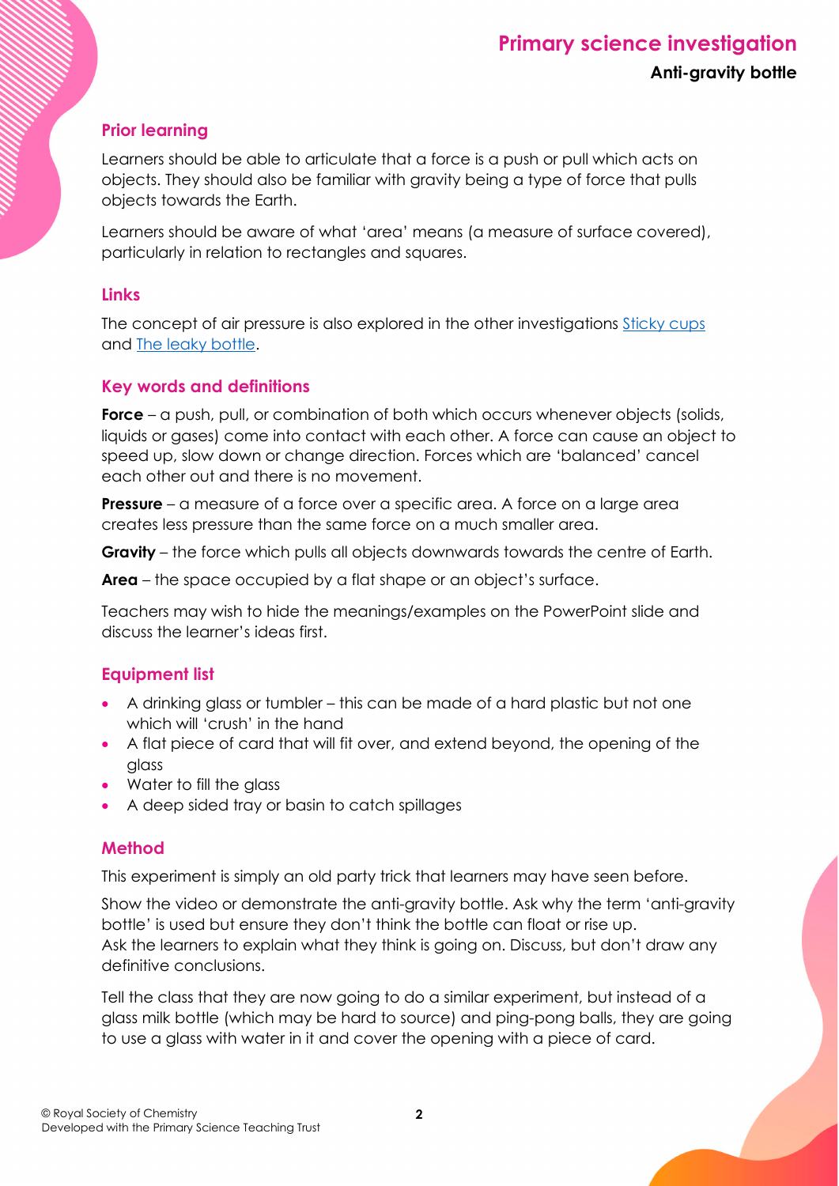## Prior learning

Learners should be able to articulate that a force is a push or pull which acts on objects. They should also be familiar with gravity being a type of force that pulls objects towards the Earth.

Learners should be aware of what 'area' means (a measure of surface covered), particularly in relation to rectangles and squares.

## Links

The concept of air pressure is also explored in the other investigations [Sticky cups](#) and [The leaky bottle](#).

## Key words and definitions

**Force** – a push, pull, or combination of both which occurs whenever objects (solids, liquids or gases) come into contact with each other. A force can cause an object to speed up, slow down or change direction. Forces which are 'balanced' cancel each other out and there is no movement.

**Pressure** – a measure of a force over a specific area. A force on a large area creates less pressure than the same force on a much smaller area.

**Gravity** – the force which pulls all objects downwards towards the centre of Earth.

**Area** – the space occupied by a flat shape or an object's surface.

Teachers may wish to hide the meanings/examples on the PowerPoint slide and discuss the learner's ideas first.

## Equipment list

- A drinking glass or tumbler – this can be made of a hard plastic but not one which will 'crush' in the hand
- A flat piece of card that will fit over, and extend beyond, the opening of the glass
- Water to fill the glass
- A deep sided tray or basin to catch spillages

## Method

This experiment is simply an old party trick that learners may have seen before.

Show the video or demonstrate the anti-gravity bottle. Ask why the term 'anti-gravity bottle' is used but ensure they don't think the bottle can float or rise up.
Ask the learners to explain what they think is going on. Discuss, but don't draw any definitive conclusions.

Tell the class that they are now going to do a similar experiment, but instead of a glass milk bottle (which may be hard to source) and ping-pong balls, they are going to use a glass with water in it and cover the opening with a piece of card.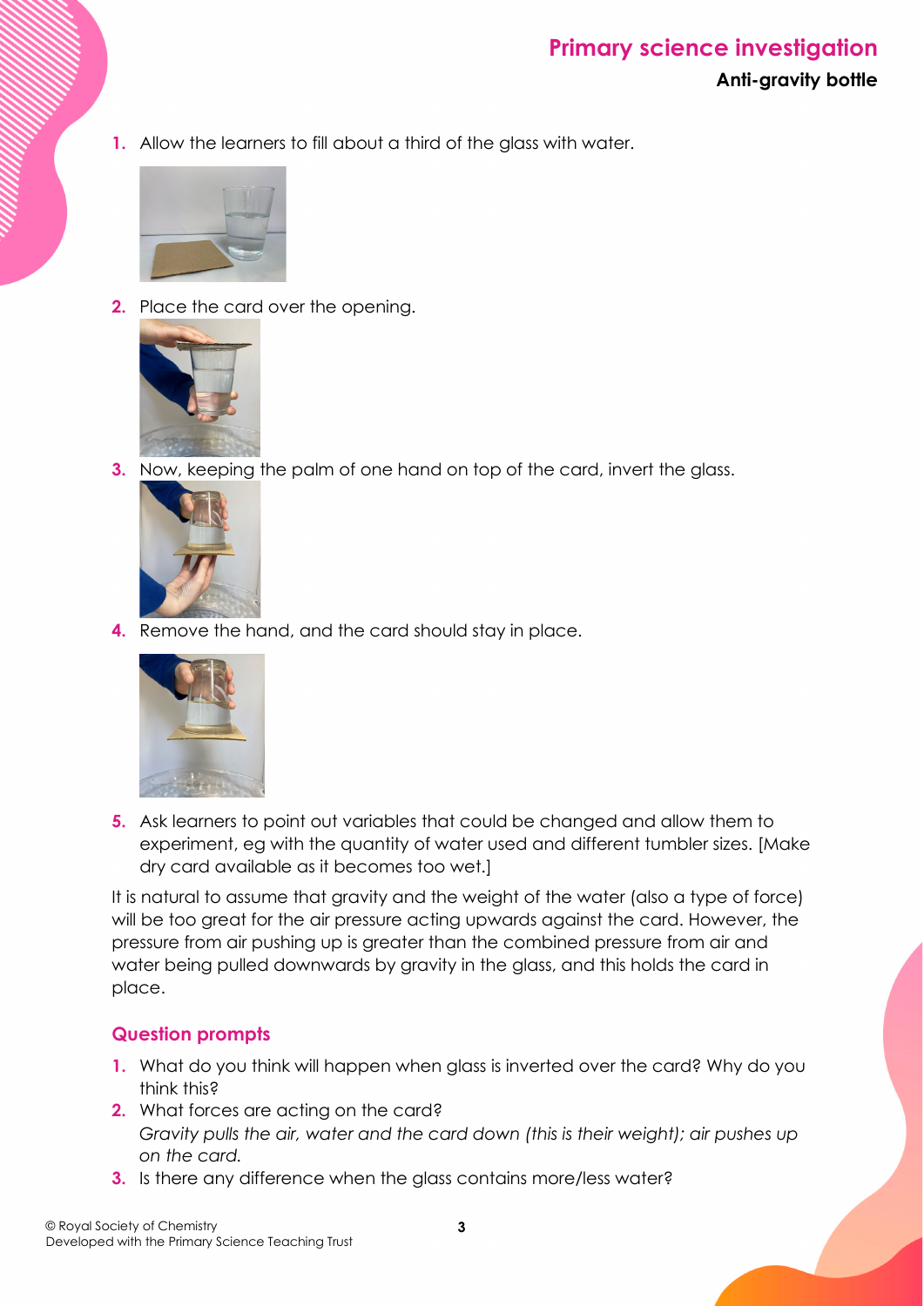1. Allow the learners to fill about a third of the glass with water.

2. Place the card over the opening.

3. Now, keeping the palm of one hand on top of the card, invert the glass.

4. Remove the hand, and the card should stay in place.

5. Ask learners to point out variables that could be changed and allow them to experiment, eg with the quantity of water used and different tumbler sizes. [Make dry card available as it becomes too wet.]

It is natural to assume that gravity and the weight of the water (also a type of force) will be too great for the air pressure acting upwards against the card. However, the pressure from air pushing up is greater than the combined pressure from air and water being pulled downwards by gravity in the glass, and this holds the card in place.

## Question prompts

1. What do you think will happen when glass is inverted over the card? Why do you think this?
2. What forces are acting on the card?
   *Gravity pulls the air, water and the card down (this is their weight); air pushes up on the card.*
3. Is there any difference when the glass contains more/less water?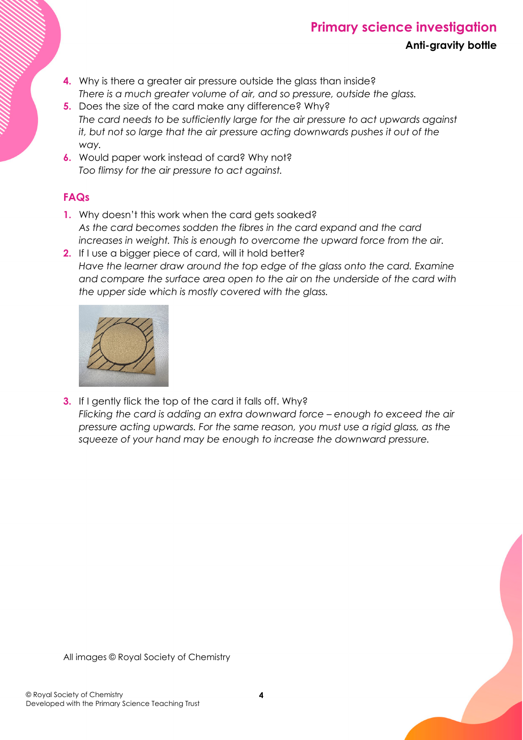4. Why is there a greater air pressure outside the glass than inside?
   *There is a much greater volume of air, and so pressure, outside the glass.*
5. Does the size of the card make any difference? Why?
   *The card needs to be sufficiently large for the air pressure to act upwards against it, but not so large that the air pressure acting downwards pushes it out of the way.*
6. Would paper work instead of card? Why not?
   *Too flimsy for the air pressure to act against.*

## FAQs

1. Why doesn't this work when the card gets soaked?
   *As the card becomes sodden the fibres in the card expand and the card increases in weight. This is enough to overcome the upward force from the air.*
2. If I use a bigger piece of card, will it hold better?
   *Have the learner draw around the top edge of the glass onto the card. Examine and compare the surface area open to the air on the underside of the card with the upper side which is mostly covered with the glass.*
3. If I gently flick the top of the card it falls off. Why?
   *Flicking the card is adding an extra downward force – enough to exceed the air pressure acting upwards. For the same reason, you must use a rigid glass, as the squeeze of your hand may be enough to increase the downward pressure.*

All images © Royal Society of Chemistry